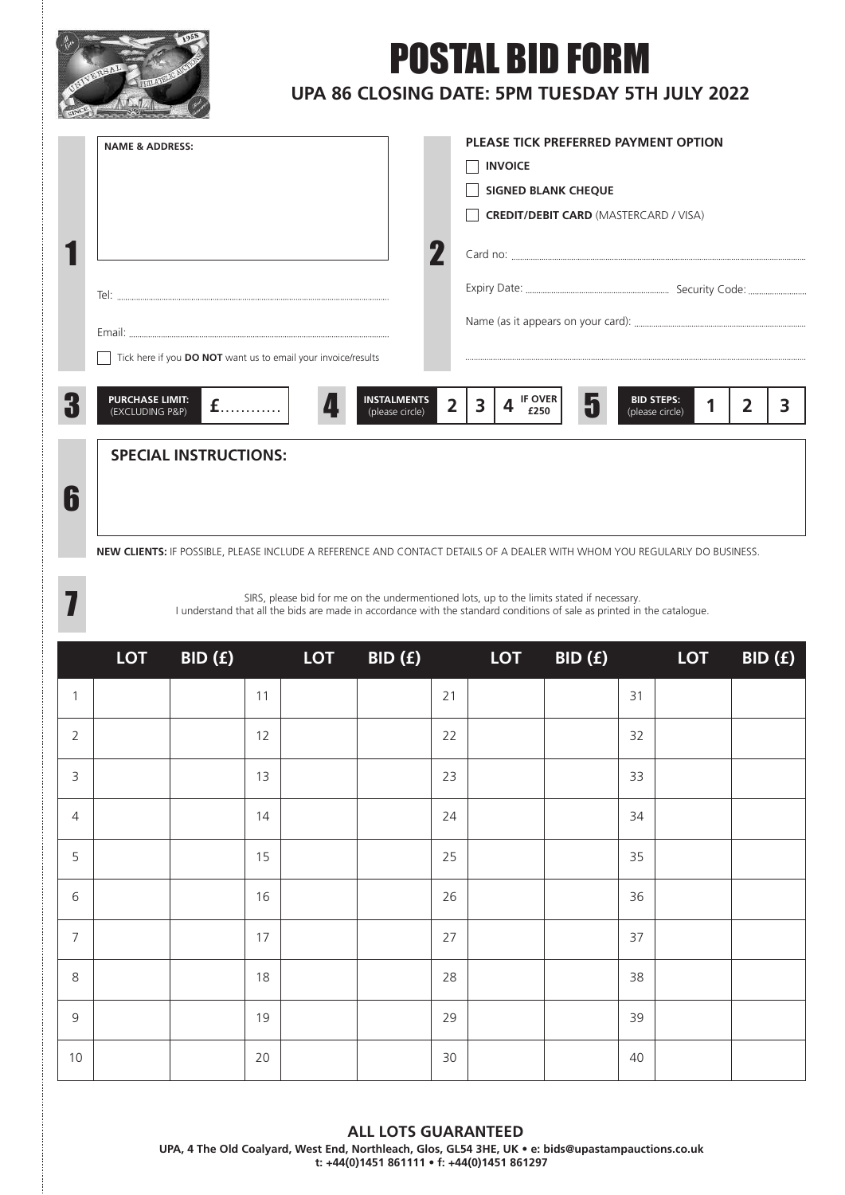# POSTAL BID FORM

## UPA 86 CLOSING DATE: 5PM TUESDAY 5TH JULY 2022

**1**

**NAME & ADDRESS:**

Tel:

Email:

☐ Tick here if you **DO NOT** want us to email your invoice/results

**2**

**PLEASE TICK PREFERRED PAYMENT OPTION**

☐ **INVOICE**

☐ **SIGNED BLANK CHEQUE**

☐ **CREDIT/DEBIT CARD** (MASTERCARD / VISA)

Card no:

Expiry Date: Security Code:

Name (as it appears on your card):

**3** **PURCHASE LIMIT:** (EXCLUDING P&P) £...........

**4** **INSTALMENTS** (please circle) 2 | 3 | 4 **IF OVER £250**

**5** **BID STEPS:** (please circle) 1 | 2 | 3

**6**

**SPECIAL INSTRUCTIONS:**

**NEW CLIENTS:** IF POSSIBLE, PLEASE INCLUDE A REFERENCE AND CONTACT DETAILS OF A DEALER WITH WHOM YOU REGULARLY DO BUSINESS.

**7**

SIRS, please bid for me on the undermentioned lots, up to the limits stated if necessary.
I understand that all the bids are made in accordance with the standard conditions of sale as printed in the catalogue.

| | LOT | BID (£) | | LOT | BID (£) | | LOT | BID (£) | | LOT | BID (£) |
|---|---|---|---|---|---|---|---|---|---|---|---|
| 1 | | | 11 | | | 21 | | | 31 | | |
| 2 | | | 12 | | | 22 | | | 32 | | |
| 3 | | | 13 | | | 23 | | | 33 | | |
| 4 | | | 14 | | | 24 | | | 34 | | |
| 5 | | | 15 | | | 25 | | | 35 | | |
| 6 | | | 16 | | | 26 | | | 36 | | |
| 7 | | | 17 | | | 27 | | | 37 | | |
| 8 | | | 18 | | | 28 | | | 38 | | |
| 9 | | | 19 | | | 29 | | | 39 | | |
| 10 | | | 20 | | | 30 | | | 40 | | |

**ALL LOTS GUARANTEED**

**UPA, 4 The Old Coalyard, West End, Northleach, Glos, GL54 3HE, UK • e: bids@upastampauctions.co.uk**
**t: +44(0)1451 861111 • f: +44(0)1451 861297**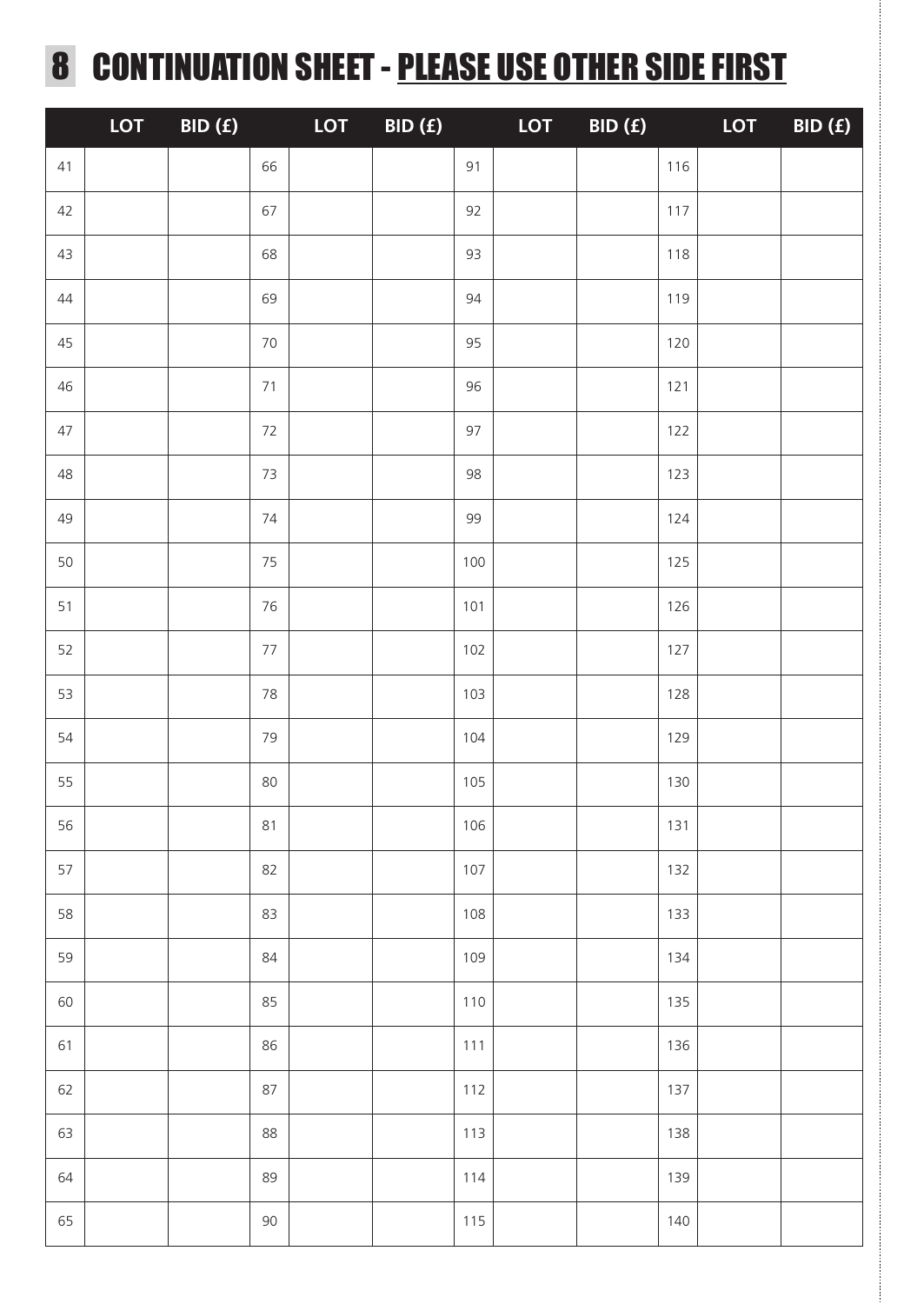# 8 CONTINUATION SHEET - PLEASE USE OTHER SIDE FIRST

| | LOT | BID (£) | | LOT | BID (£) | | LOT | BID (£) | | LOT | BID (£) |
|---|---|---|---|---|---|---|---|---|---|---|---|
| 41 | | | 66 | | | 91 | | | 116 | | |
| 42 | | | 67 | | | 92 | | | 117 | | |
| 43 | | | 68 | | | 93 | | | 118 | | |
| 44 | | | 69 | | | 94 | | | 119 | | |
| 45 | | | 70 | | | 95 | | | 120 | | |
| 46 | | | 71 | | | 96 | | | 121 | | |
| 47 | | | 72 | | | 97 | | | 122 | | |
| 48 | | | 73 | | | 98 | | | 123 | | |
| 49 | | | 74 | | | 99 | | | 124 | | |
| 50 | | | 75 | | | 100 | | | 125 | | |
| 51 | | | 76 | | | 101 | | | 126 | | |
| 52 | | | 77 | | | 102 | | | 127 | | |
| 53 | | | 78 | | | 103 | | | 128 | | |
| 54 | | | 79 | | | 104 | | | 129 | | |
| 55 | | | 80 | | | 105 | | | 130 | | |
| 56 | | | 81 | | | 106 | | | 131 | | |
| 57 | | | 82 | | | 107 | | | 132 | | |
| 58 | | | 83 | | | 108 | | | 133 | | |
| 59 | | | 84 | | | 109 | | | 134 | | |
| 60 | | | 85 | | | 110 | | | 135 | | |
| 61 | | | 86 | | | 111 | | | 136 | | |
| 62 | | | 87 | | | 112 | | | 137 | | |
| 63 | | | 88 | | | 113 | | | 138 | | |
| 64 | | | 89 | | | 114 | | | 139 | | |
| 65 | | | 90 | | | 115 | | | 140 | | |